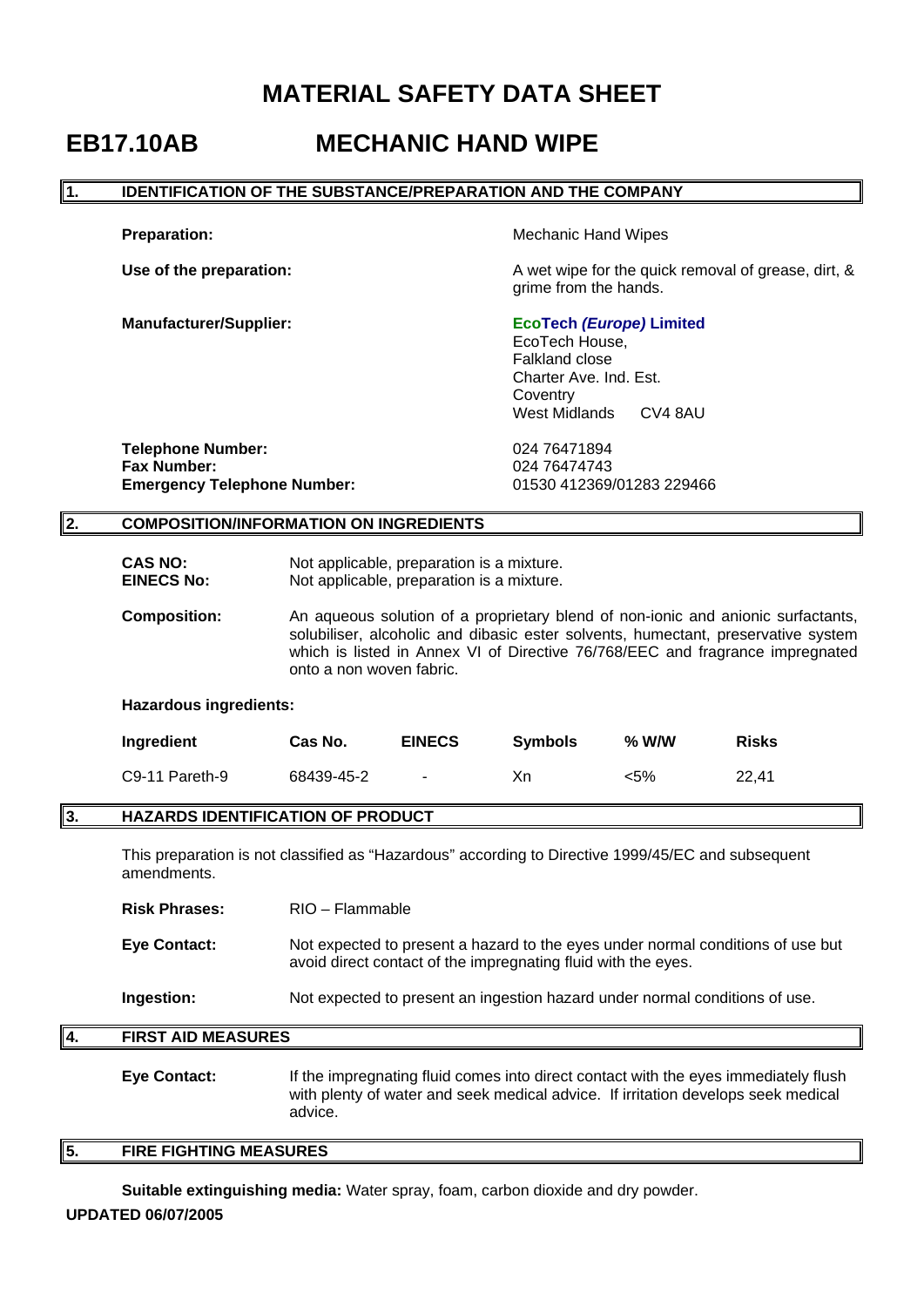# MATERIAL SAFETY DATA SHEET

# EB17.10AB MECHANIC HAND WIPE

## 1. IDENTIFICATION OF THE SUBSTANCE/PREPARATION AND THE COMPANY

**Preparation:** Mechanic Hand Wipes

**Use of the preparation:** A wet wipe for the quick removal of grease, dirt, & grime from the hands.

**Manufacturer/Supplier:**
**EcoTech *(Europe)* Limited**
EcoTech House,
Falkland close
Charter Ave. Ind. Est.
Coventry
West Midlands CV4 8AU

**Telephone Number:** 024 76471894
**Fax Number:** 024 76474743
**Emergency Telephone Number:** 01530 412369/01283 229466

## 2. COMPOSITION/INFORMATION ON INGREDIENTS

**CAS NO:** Not applicable, preparation is a mixture.
**EINECS No:** Not applicable, preparation is a mixture.

**Composition:** An aqueous solution of a proprietary blend of non-ionic and anionic surfactants, solubiliser, alcoholic and dibasic ester solvents, humectant, preservative system which is listed in Annex VI of Directive 76/768/EEC and fragrance impregnated onto a non woven fabric.

**Hazardous ingredients:**

| Ingredient | Cas No. | EINECS | Symbols | % W/W | Risks |
|---|---|---|---|---|---|
| C9-11 Pareth-9 | 68439-45-2 | - | Xn | <5% | 22,41 |

## 3. HAZARDS IDENTIFICATION OF PRODUCT

This preparation is not classified as "Hazardous" according to Directive 1999/45/EC and subsequent amendments.

**Risk Phrases:** RIO – Flammable

**Eye Contact:** Not expected to present a hazard to the eyes under normal conditions of use but avoid direct contact of the impregnating fluid with the eyes.

**Ingestion:** Not expected to present an ingestion hazard under normal conditions of use.

## 4. FIRST AID MEASURES

**Eye Contact:** If the impregnating fluid comes into direct contact with the eyes immediately flush with plenty of water and seek medical advice. If irritation develops seek medical advice.

## 5. FIRE FIGHTING MEASURES

**Suitable extinguishing media:** Water spray, foam, carbon dioxide and dry powder.

**UPDATED 06/07/2005**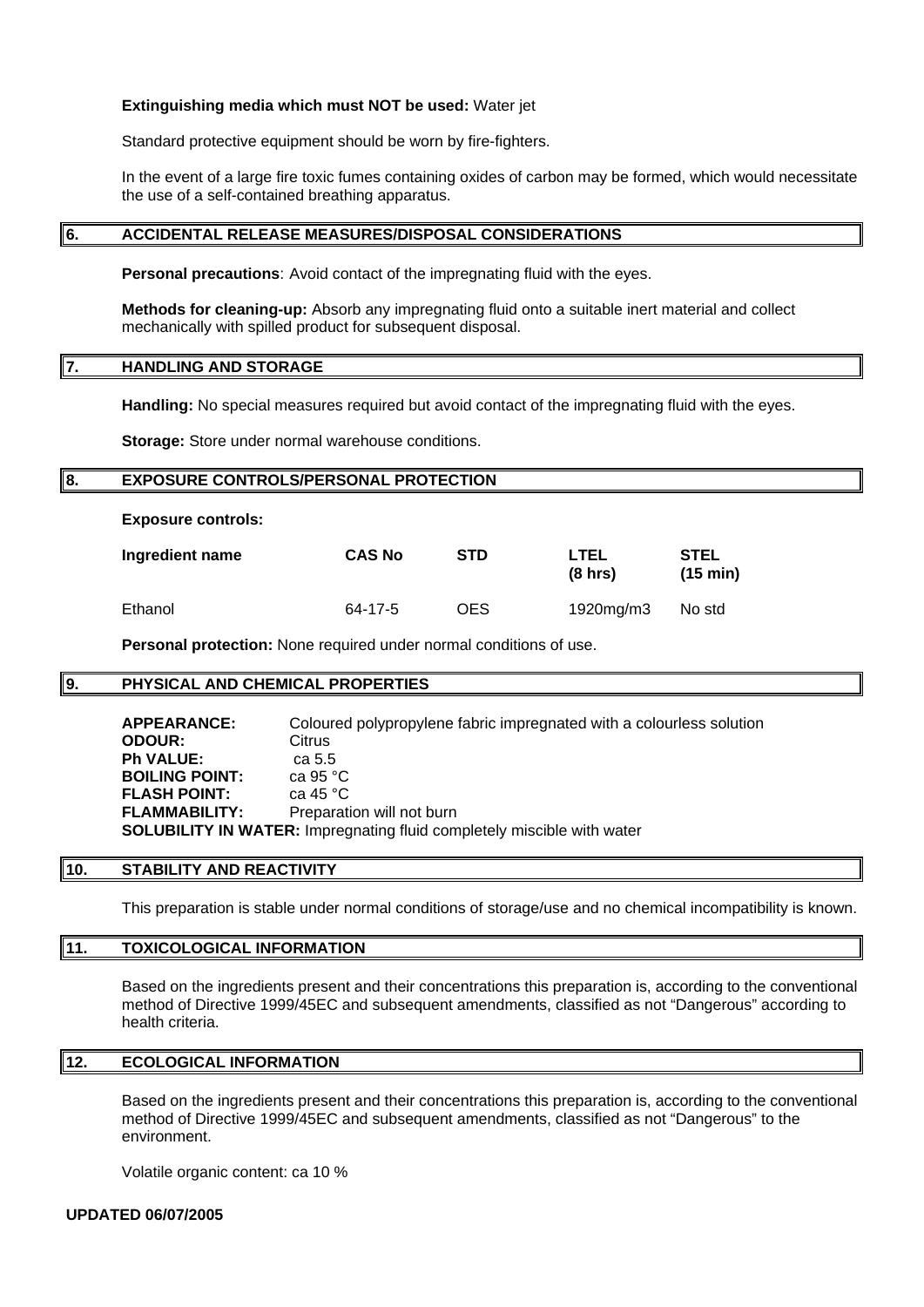**Extinguishing media which must NOT be used:** Water jet

Standard protective equipment should be worn by fire-fighters.

In the event of a large fire toxic fumes containing oxides of carbon may be formed, which would necessitate the use of a self-contained breathing apparatus.

## 6. ACCIDENTAL RELEASE MEASURES/DISPOSAL CONSIDERATIONS

**Personal precautions**: Avoid contact of the impregnating fluid with the eyes.

**Methods for cleaning-up:** Absorb any impregnating fluid onto a suitable inert material and collect mechanically with spilled product for subsequent disposal.

## 7. HANDLING AND STORAGE

**Handling:** No special measures required but avoid contact of the impregnating fluid with the eyes.

**Storage:** Store under normal warehouse conditions.

## 8. EXPOSURE CONTROLS/PERSONAL PROTECTION

**Exposure controls:**

| **Ingredient name** | **CAS No** | **STD** | **LTEL (8 hrs)** | **STEL (15 min)** |
|---|---|---|---|---|
| Ethanol | 64-17-5 | OES | 1920mg/m3 | No std |

**Personal protection:** None required under normal conditions of use.

## 9. PHYSICAL AND CHEMICAL PROPERTIES

**APPEARANCE:** Coloured polypropylene fabric impregnated with a colourless solution
**ODOUR:** Citrus
**Ph VALUE:** ca 5.5
**BOILING POINT:** ca 95 °C
**FLASH POINT:** ca 45 °C
**FLAMMABILITY:** Preparation will not burn
**SOLUBILITY IN WATER:** Impregnating fluid completely miscible with water

## 10. STABILITY AND REACTIVITY

This preparation is stable under normal conditions of storage/use and no chemical incompatibility is known.

## 11. TOXICOLOGICAL INFORMATION

Based on the ingredients present and their concentrations this preparation is, according to the conventional method of Directive 1999/45EC and subsequent amendments, classified as not "Dangerous" according to health criteria.

## 12. ECOLOGICAL INFORMATION

Based on the ingredients present and their concentrations this preparation is, according to the conventional method of Directive 1999/45EC and subsequent amendments, classified as not "Dangerous" to the environment.

Volatile organic content: ca 10 %

**UPDATED 06/07/2005**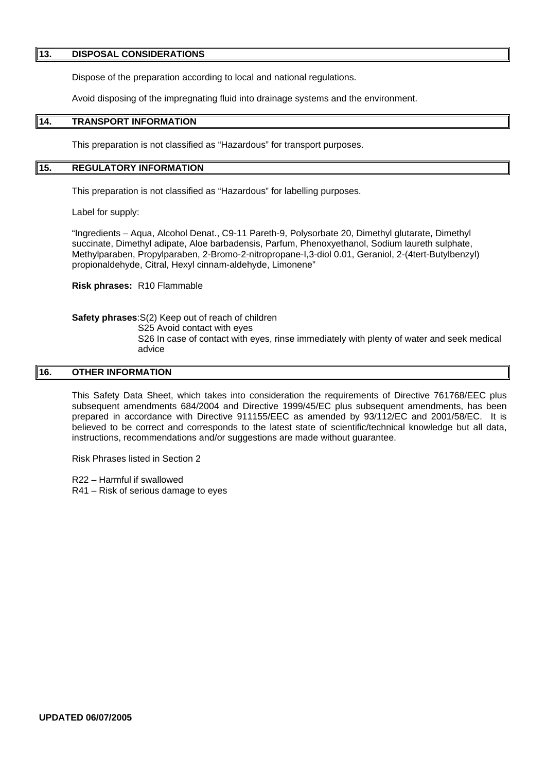## 13. DISPOSAL CONSIDERATIONS

Dispose of the preparation according to local and national regulations.

Avoid disposing of the impregnating fluid into drainage systems and the environment.

## 14. TRANSPORT INFORMATION

This preparation is not classified as "Hazardous" for transport purposes.

## 15. REGULATORY INFORMATION

This preparation is not classified as "Hazardous" for labelling purposes.

Label for supply:

"Ingredients – Aqua, Alcohol Denat., C9-11 Pareth-9, Polysorbate 20, Dimethyl glutarate, Dimethyl succinate, Dimethyl adipate, Aloe barbadensis, Parfum, Phenoxyethanol, Sodium laureth sulphate, Methylparaben, Propylparaben, 2-Bromo-2-nitropropane-I,3-diol 0.01, Geraniol, 2-(4tert-Butylbenzyl) propionaldehyde, Citral, Hexyl cinnam-aldehyde, Limonene"

**Risk phrases:** R10 Flammable

**Safety phrases**:S(2) Keep out of reach of children
S25 Avoid contact with eyes
S26 In case of contact with eyes, rinse immediately with plenty of water and seek medical advice

## 16. OTHER INFORMATION

This Safety Data Sheet, which takes into consideration the requirements of Directive 761768/EEC plus subsequent amendments 684/2004 and Directive 1999/45/EC plus subsequent amendments, has been prepared in accordance with Directive 911155/EEC as amended by 93/112/EC and 2001/58/EC. It is believed to be correct and corresponds to the latest state of scientific/technical knowledge but all data, instructions, recommendations and/or suggestions are made without guarantee.

Risk Phrases listed in Section 2

R22 – Harmful if swallowed
R41 – Risk of serious damage to eyes

**UPDATED 06/07/2005**